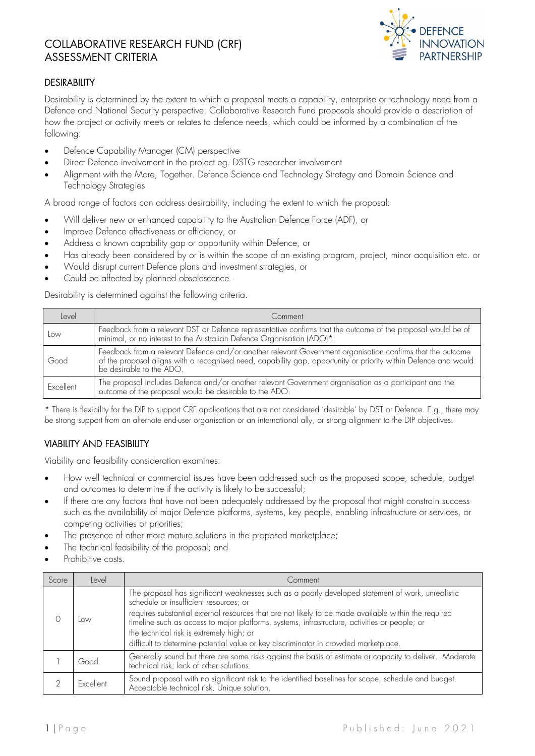# COLLABORATIVE RESEARCH FUND (CRF) ASSESSMENT CRITERIA

## DESIRABILITY

Desirability is determined by the extent to which a proposal meets a capability, enterprise or technology need from a Defence and National Security perspective. Collaborative Research Fund proposals should provide a description of how the project or activity meets or relates to defence needs, which could be informed by a combination of the following:

- Defence Capability Manager (CM) perspective
- Direct Defence involvement in the project eg. DSTG researcher involvement
- Alignment with the More, Together. Defence Science and Technology Strategy and Domain Science and Technology Strategies

A broad range of factors can address desirability, including the extent to which the proposal:

- Will deliver new or enhanced capability to the Australian Defence Force (ADF), or
- Improve Defence effectiveness or efficiency, or
- Address a known capability gap or opportunity within Defence, or
- Has already been considered by or is within the scope of an existing program, project, minor acquisition etc. or
- Would disrupt current Defence plans and investment strategies, or
- Could be affected by planned obsolescence.

Desirability is determined against the following criteria.

| Level | Comment |
|---|---|
| Low | Feedback from a relevant DST or Defence representative confirms that the outcome of the proposal would be of minimal, or no interest to the Australian Defence Organisation (ADO)*. |
| Good | Feedback from a relevant Defence and/or another relevant Government organisation confirms that the outcome of the proposal aligns with a recognised need, capability gap, opportunity or priority within Defence and would be desirable to the ADO. |
| Excellent | The proposal includes Defence and/or another relevant Government organisation as a participant and the outcome of the proposal would be desirable to the ADO. |

* There is flexibility for the DIP to support CRF applications that are not considered 'desirable' by DST or Defence. E.g., there may be strong support from an alternate end-user organisation or an international ally, or strong alignment to the DIP objectives.

## VIABILITY AND FEASIBILITY

Viability and feasibility consideration examines:

- How well technical or commercial issues have been addressed such as the proposed scope, schedule, budget and outcomes to determine if the activity is likely to be successful;
- If there are any factors that have not been adequately addressed by the proposal that might constrain success such as the availability of major Defence platforms, systems, key people, enabling infrastructure or services, or competing activities or priorities;
- The presence of other more mature solutions in the proposed marketplace;
- The technical feasibility of the proposal; and
- Prohibitive costs.

| Score | Level | Comment |
|---|---|---|
| 0 | Low | The proposal has significant weaknesses such as a poorly developed statement of work, unrealistic schedule or insufficient resources; or<br>requires substantial external resources that are not likely to be made available within the required timeline such as access to major platforms, systems, infrastructure, activities or people; or<br>the technical risk is extremely high; or<br>difficult to determine potential value or key discriminator in crowded marketplace. |
| 1 | Good | Generally sound but there are some risks against the basis of estimate or capacity to deliver. Moderate technical risk; lack of other solutions. |
| 2 | Excellent | Sound proposal with no significant risk to the identified baselines for scope, schedule and budget. Acceptable technical risk. Unique solution. |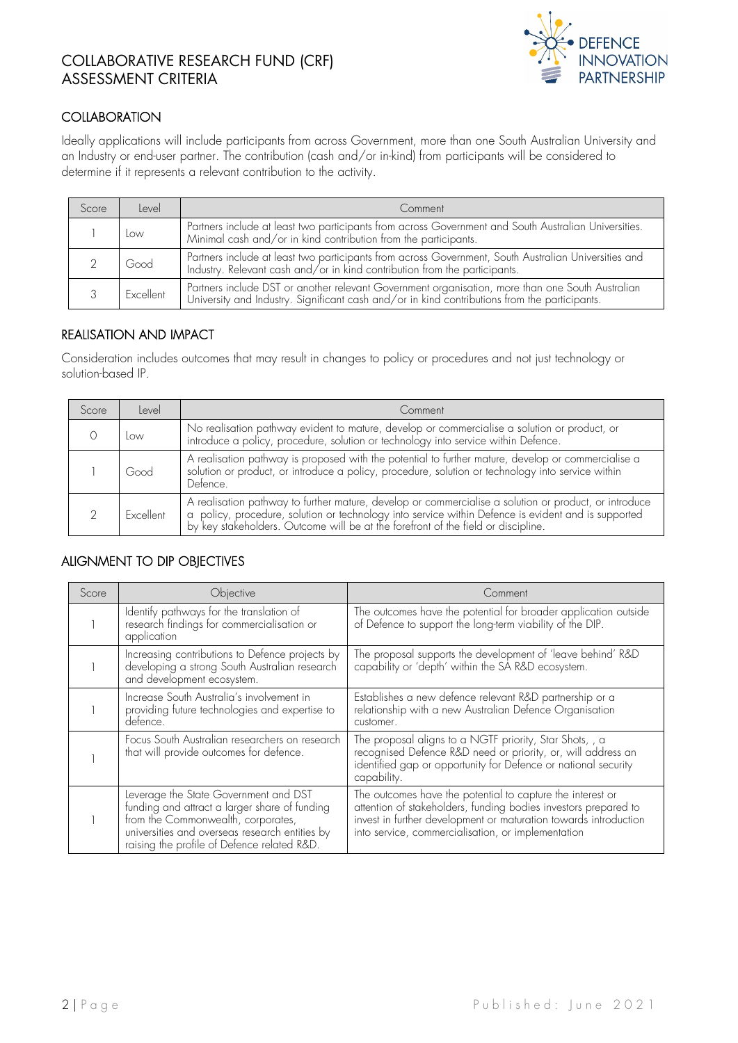# COLLABORATIVE RESEARCH FUND (CRF) ASSESSMENT CRITERIA

## COLLABORATION

Ideally applications will include participants from across Government, more than one South Australian University and an Industry or end-user partner. The contribution (cash and/or in-kind) from participants will be considered to determine if it represents a relevant contribution to the activity.

| Score | Level | Comment |
|---|---|---|
| 1 | Low | Partners include at least two participants from across Government and South Australian Universities. Minimal cash and/or in kind contribution from the participants. |
| 2 | Good | Partners include at least two participants from across Government, South Australian Universities and Industry. Relevant cash and/or in kind contribution from the participants. |
| 3 | Excellent | Partners include DST or another relevant Government organisation, more than one South Australian University and Industry. Significant cash and/or in kind contributions from the participants. |

## REALISATION AND IMPACT

Consideration includes outcomes that may result in changes to policy or procedures and not just technology or solution-based IP.

| Score | Level | Comment |
|---|---|---|
| 0 | Low | No realisation pathway evident to mature, develop or commercialise a solution or product, or introduce a policy, procedure, solution or technology into service within Defence. |
| 1 | Good | A realisation pathway is proposed with the potential to further mature, develop or commercialise a solution or product, or introduce a policy, procedure, solution or technology into service within Defence. |
| 2 | Excellent | A realisation pathway to further mature, develop or commercialise a solution or product, or introduce a policy, procedure, solution or technology into service within Defence is evident and is supported by key stakeholders. Outcome will be at the forefront of the field or discipline. |

## ALIGNMENT TO DIP OBJECTIVES

| Score | Objective | Comment |
|---|---|---|
| 1 | Identify pathways for the translation of research findings for commercialisation or application | The outcomes have the potential for broader application outside of Defence to support the long-term viability of the DIP. |
| 1 | Increasing contributions to Defence projects by developing a strong South Australian research and development ecosystem. | The proposal supports the development of 'leave behind' R&D capability or 'depth' within the SA R&D ecosystem. |
| 1 | Increase South Australia's involvement in providing future technologies and expertise to defence. | Establishes a new defence relevant R&D partnership or a relationship with a new Australian Defence Organisation customer. |
| 1 | Focus South Australian researchers on research that will provide outcomes for defence. | The proposal aligns to a NGTF priority, Star Shots, , a recognised Defence R&D need or priority, or, will address an identified gap or opportunity for Defence or national security capability. |
| 1 | Leverage the State Government and DST funding and attract a larger share of funding from the Commonwealth, corporates, universities and overseas research entities by raising the profile of Defence related R&D. | The outcomes have the potential to capture the interest or attention of stakeholders, funding bodies investors prepared to invest in further development or maturation towards introduction into service, commercialisation, or implementation |